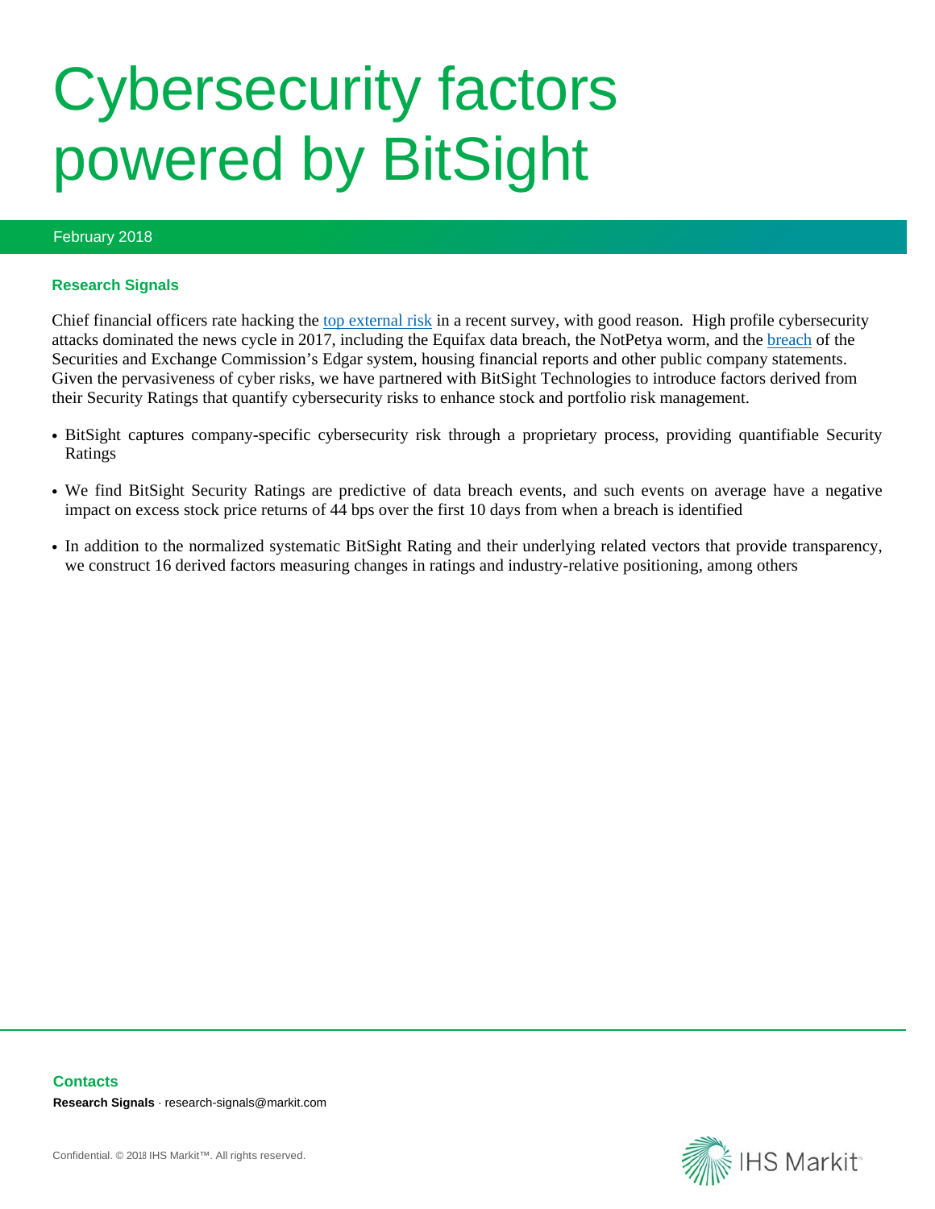# Cybersecurity factors powered by BitSight

February 2018

### Research Signals

Chief financial officers rate hacking the top external risk in a recent survey, with good reason. High profile cybersecurity attacks dominated the news cycle in 2017, including the Equifax data breach, the NotPetya worm, and the breach of the Securities and Exchange Commission's Edgar system, housing financial reports and other public company statements. Given the pervasiveness of cyber risks, we have partnered with BitSight Technologies to introduce factors derived from their Security Ratings that quantify cybersecurity risks to enhance stock and portfolio risk management.

- BitSight captures company-specific cybersecurity risk through a proprietary process, providing quantifiable Security Ratings
- We find BitSight Security Ratings are predictive of data breach events, and such events on average have a negative impact on excess stock price returns of 44 bps over the first 10 days from when a breach is identified
- In addition to the normalized systematic BitSight Rating and their underlying related vectors that provide transparency, we construct 16 derived factors measuring changes in ratings and industry-relative positioning, among others

### Contacts

**Research Signals** · research-signals@markit.com

Confidential. © 2018 IHS Markit™. All rights reserved.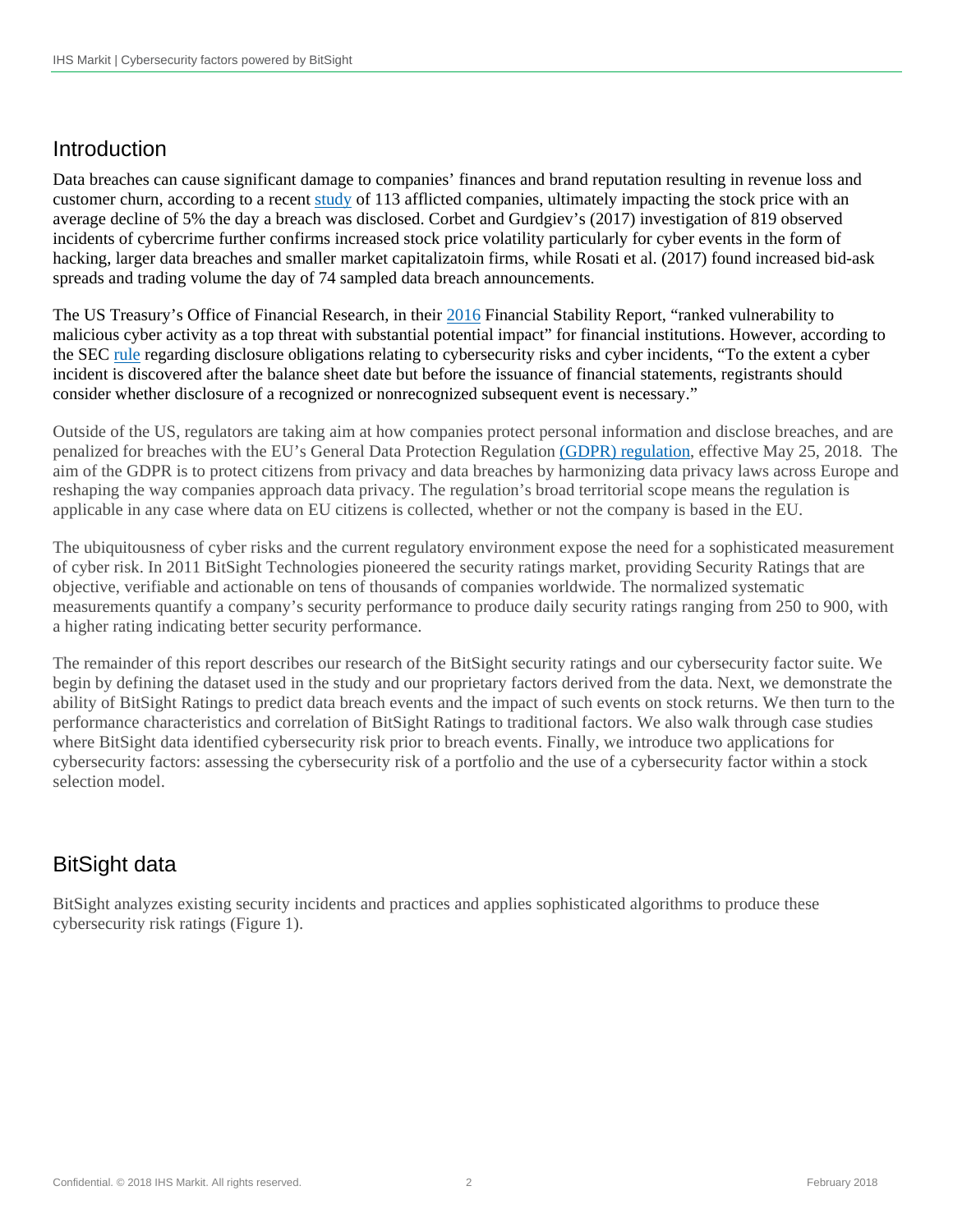## Introduction

Data breaches can cause significant damage to companies' finances and brand reputation resulting in revenue loss and customer churn, according to a recent study of 113 afflicted companies, ultimately impacting the stock price with an average decline of 5% the day a breach was disclosed. Corbet and Gurdgiev's (2017) investigation of 819 observed incidents of cybercrime further confirms increased stock price volatility particularly for cyber events in the form of hacking, larger data breaches and smaller market capitalizatoin firms, while Rosati et al. (2017) found increased bid-ask spreads and trading volume the day of 74 sampled data breach announcements.

The US Treasury's Office of Financial Research, in their 2016 Financial Stability Report, "ranked vulnerability to malicious cyber activity as a top threat with substantial potential impact" for financial institutions. However, according to the SEC rule regarding disclosure obligations relating to cybersecurity risks and cyber incidents, "To the extent a cyber incident is discovered after the balance sheet date but before the issuance of financial statements, registrants should consider whether disclosure of a recognized or nonrecognized subsequent event is necessary."

Outside of the US, regulators are taking aim at how companies protect personal information and disclose breaches, and are penalized for breaches with the EU's General Data Protection Regulation (GDPR) regulation, effective May 25, 2018. The aim of the GDPR is to protect citizens from privacy and data breaches by harmonizing data privacy laws across Europe and reshaping the way companies approach data privacy. The regulation's broad territorial scope means the regulation is applicable in any case where data on EU citizens is collected, whether or not the company is based in the EU.

The ubiquitousness of cyber risks and the current regulatory environment expose the need for a sophisticated measurement of cyber risk. In 2011 BitSight Technologies pioneered the security ratings market, providing Security Ratings that are objective, verifiable and actionable on tens of thousands of companies worldwide. The normalized systematic measurements quantify a company's security performance to produce daily security ratings ranging from 250 to 900, with a higher rating indicating better security performance.

The remainder of this report describes our research of the BitSight security ratings and our cybersecurity factor suite. We begin by defining the dataset used in the study and our proprietary factors derived from the data. Next, we demonstrate the ability of BitSight Ratings to predict data breach events and the impact of such events on stock returns. We then turn to the performance characteristics and correlation of BitSight Ratings to traditional factors. We also walk through case studies where BitSight data identified cybersecurity risk prior to breach events. Finally, we introduce two applications for cybersecurity factors: assessing the cybersecurity risk of a portfolio and the use of a cybersecurity factor within a stock selection model.

## BitSight data

BitSight analyzes existing security incidents and practices and applies sophisticated algorithms to produce these cybersecurity risk ratings (Figure 1).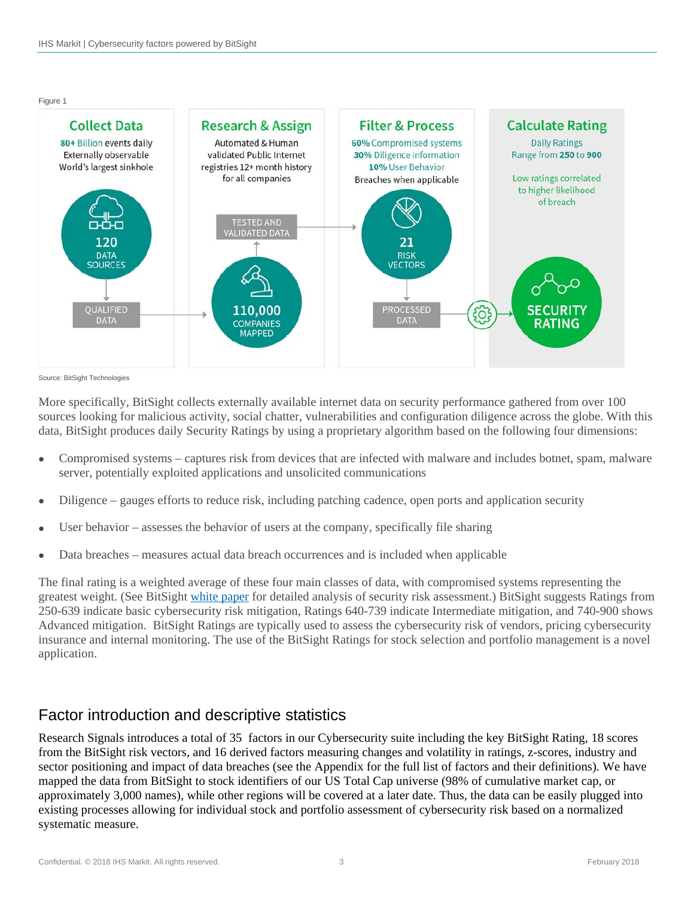Figure 1

**Collect Data**
80+ Billion events daily
Externally observable
World's largest sinkhole

120 DATA SOURCES → QUALIFIED DATA

**Research & Assign**
Automated & Human validated Public Internet registries 12+ month history for all companies

110,000 COMPANIES MAPPED → TESTED AND VALIDATED DATA

**Filter & Process**
60% Compromised systems
30% Diligence information
10% User Behavior
Breaches when applicable

21 RISK VECTORS → PROCESSED DATA

**Calculate Rating**
Daily Ratings
Range from 250 to 900

Low ratings correlated to higher likelihood of breach

SECURITY RATING

Source: BitSight Technologies

More specifically, BitSight collects externally available internet data on security performance gathered from over 100 sources looking for malicious activity, social chatter, vulnerabilities and configuration diligence across the globe. With this data, BitSight produces daily Security Ratings by using a proprietary algorithm based on the following four dimensions:

- Compromised systems – captures risk from devices that are infected with malware and includes botnet, spam, malware server, potentially exploited applications and unsolicited communications
- Diligence – gauges efforts to reduce risk, including patching cadence, open ports and application security
- User behavior – assesses the behavior of users at the company, specifically file sharing
- Data breaches – measures actual data breach occurrences and is included when applicable

The final rating is a weighted average of these four main classes of data, with compromised systems representing the greatest weight. (See BitSight white paper for detailed analysis of security risk assessment.) BitSight suggests Ratings from 250-639 indicate basic cybersecurity risk mitigation, Ratings 640-739 indicate Intermediate mitigation, and 740-900 shows Advanced mitigation. BitSight Ratings are typically used to assess the cybersecurity risk of vendors, pricing cybersecurity insurance and internal monitoring. The use of the BitSight Ratings for stock selection and portfolio management is a novel application.

## Factor introduction and descriptive statistics

Research Signals introduces a total of 35 factors in our Cybersecurity suite including the key BitSight Rating, 18 scores from the BitSight risk vectors, and 16 derived factors measuring changes and volatility in ratings, z-scores, industry and sector positioning and impact of data breaches (see the Appendix for the full list of factors and their definitions). We have mapped the data from BitSight to stock identifiers of our US Total Cap universe (98% of cumulative market cap, or approximately 3,000 names), while other regions will be covered at a later date. Thus, the data can be easily plugged into existing processes allowing for individual stock and portfolio assessment of cybersecurity risk based on a normalized systematic measure.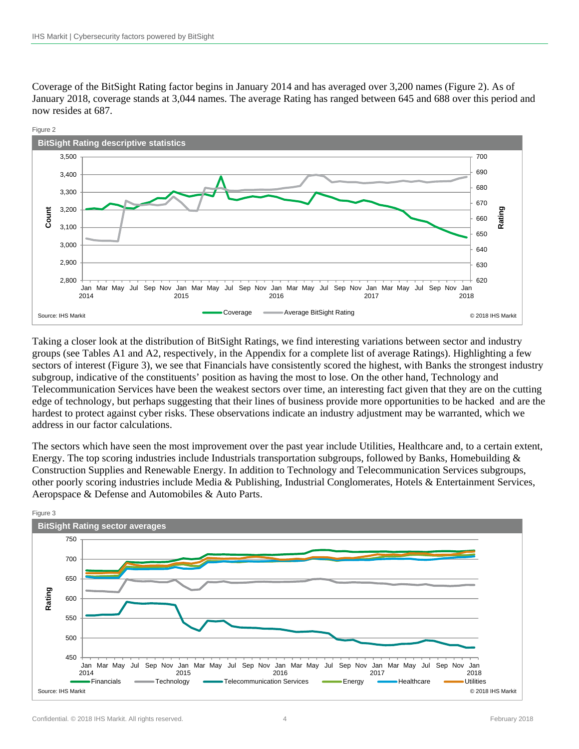Coverage of the BitSight Rating factor begins in January 2014 and has averaged over 3,200 names (Figure 2). As of January 2018, coverage stands at 3,044 names. The average Rating has ranged between 645 and 688 over this period and now resides at 687.

Figure 2

**BitSight Rating descriptive statistics**

Source: IHS Markit © 2018 IHS Markit

Taking a closer look at the distribution of BitSight Ratings, we find interesting variations between sector and industry groups (see Tables A1 and A2, respectively, in the Appendix for a complete list of average Ratings). Highlighting a few sectors of interest (Figure 3), we see that Financials have consistently scored the highest, with Banks the strongest industry subgroup, indicative of the constituents' position as having the most to lose. On the other hand, Technology and Telecommunication Services have been the weakest sectors over time, an interesting fact given that they are on the cutting edge of technology, but perhaps suggesting that their lines of business provide more opportunities to be hacked and are the hardest to protect against cyber risks. These observations indicate an industry adjustment may be warranted, which we address in our factor calculations.

The sectors which have seen the most improvement over the past year include Utilities, Healthcare and, to a certain extent, Energy. The top scoring industries include Industrials transportation subgroups, followed by Banks, Homebuilding & Construction Supplies and Renewable Energy. In addition to Technology and Telecommunication Services subgroups, other poorly scoring industries include Media & Publishing, Industrial Conglomerates, Hotels & Entertainment Services, Aeropspace & Defense and Automobiles & Auto Parts.

Figure 3

**BitSight Rating sector averages**

Source: IHS Markit © 2018 IHS Markit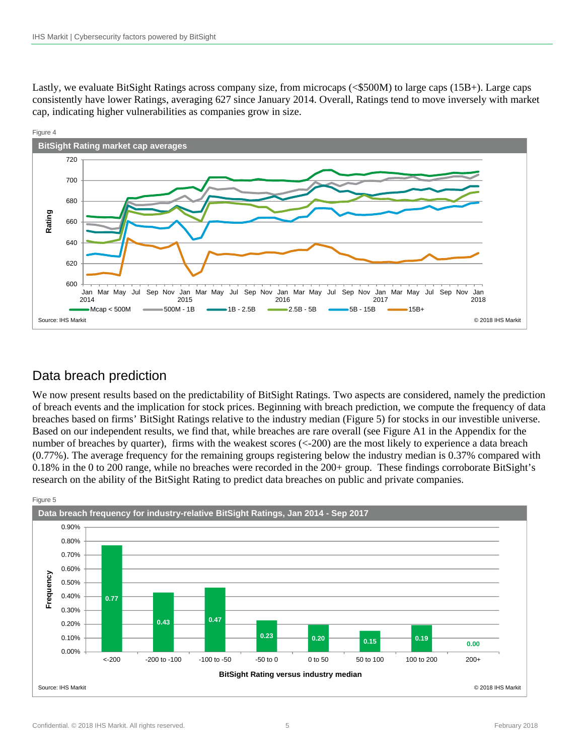Lastly, we evaluate BitSight Ratings across company size, from microcaps (<$500M) to large caps (15B+). Large caps consistently have lower Ratings, averaging 627 since January 2014. Overall, Ratings tend to move inversely with market cap, indicating higher vulnerabilities as companies grow in size.

Figure 4

**BitSight Rating market cap averages**

Source: IHS Markit © 2018 IHS Markit

## Data breach prediction

We now present results based on the predictability of BitSight Ratings. Two aspects are considered, namely the prediction of breach events and the implication for stock prices. Beginning with breach prediction, we compute the frequency of data breaches based on firms' BitSight Ratings relative to the industry median (Figure 5) for stocks in our investible universe. Based on our independent results, we find that, while breaches are rare overall (see Figure A1 in the Appendix for the number of breaches by quarter), firms with the weakest scores (<-200) are the most likely to experience a data breach (0.77%). The average frequency for the remaining groups registering below the industry median is 0.37% compared with 0.18% in the 0 to 200 range, while no breaches were recorded in the 200+ group. These findings corroborate BitSight's research on the ability of the BitSight Rating to predict data breaches on public and private companies.

Figure 5

**Data breach frequency for industry-relative BitSight Ratings, Jan 2014 - Sep 2017**

| BitSight Rating versus industry median | Frequency (%) |
|---|---|
| <-200 | 0.77 |
| -200 to -100 | 0.43 |
| -100 to -50 | 0.47 |
| -50 to 0 | 0.23 |
| 0 to 50 | 0.20 |
| 50 to 100 | 0.15 |
| 100 to 200 | 0.19 |
| 200+ | 0.00 |

Source: IHS Markit © 2018 IHS Markit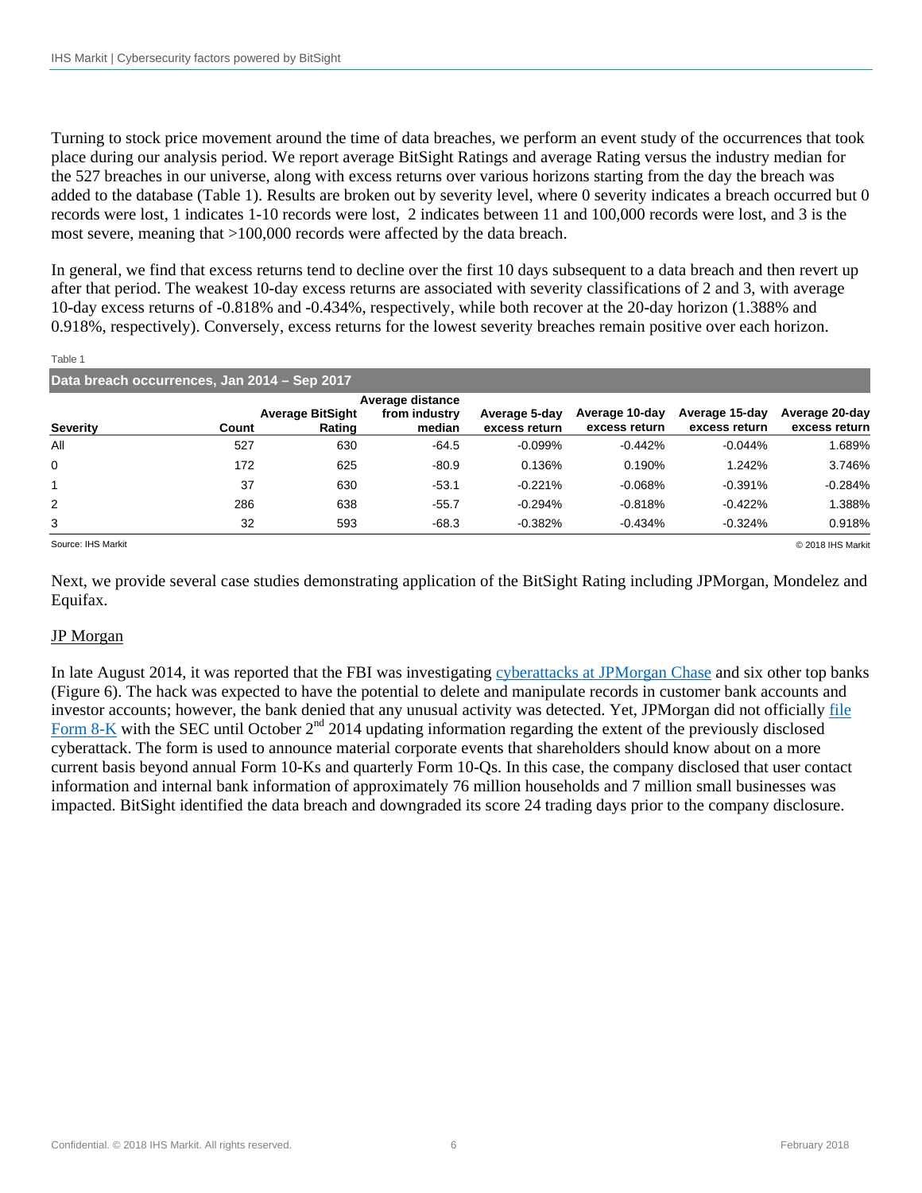Turning to stock price movement around the time of data breaches, we perform an event study of the occurrences that took place during our analysis period. We report average BitSight Ratings and average Rating versus the industry median for the 527 breaches in our universe, along with excess returns over various horizons starting from the day the breach was added to the database (Table 1). Results are broken out by severity level, where 0 severity indicates a breach occurred but 0 records were lost, 1 indicates 1-10 records were lost, 2 indicates between 11 and 100,000 records were lost, and 3 is the most severe, meaning that >100,000 records were affected by the data breach.

In general, we find that excess returns tend to decline over the first 10 days subsequent to a data breach and then revert up after that period. The weakest 10-day excess returns are associated with severity classifications of 2 and 3, with average 10-day excess returns of -0.818% and -0.434%, respectively, while both recover at the 20-day horizon (1.388% and 0.918%, respectively). Conversely, excess returns for the lowest severity breaches remain positive over each horizon.

Table 1

**Data breach occurrences, Jan 2014 – Sep 2017**

| Severity | Count | Average BitSight Rating | Average distance from industry median | Average 5-day excess return | Average 10-day excess return | Average 15-day excess return | Average 20-day excess return |
|---|---|---|---|---|---|---|---|
| All | 527 | 630 | -64.5 | -0.099% | -0.442% | -0.044% | 1.689% |
| 0 | 172 | 625 | -80.9 | 0.136% | 0.190% | 1.242% | 3.746% |
| 1 | 37 | 630 | -53.1 | -0.221% | -0.068% | -0.391% | -0.284% |
| 2 | 286 | 638 | -55.7 | -0.294% | -0.818% | -0.422% | 1.388% |
| 3 | 32 | 593 | -68.3 | -0.382% | -0.434% | -0.324% | 0.918% |

Source: IHS Markit © 2018 IHS Markit

Next, we provide several case studies demonstrating application of the BitSight Rating including JPMorgan, Mondelez and Equifax.

## JP Morgan

In late August 2014, it was reported that the FBI was investigating cyberattacks at JPMorgan Chase and six other top banks (Figure 6). The hack was expected to have the potential to delete and manipulate records in customer bank accounts and investor accounts; however, the bank denied that any unusual activity was detected. Yet, JPMorgan did not officially file Form 8-K with the SEC until October 2nd 2014 updating information regarding the extent of the previously disclosed cyberattack. The form is used to announce material corporate events that shareholders should know about on a more current basis beyond annual Form 10-Ks and quarterly Form 10-Qs. In this case, the company disclosed that user contact information and internal bank information of approximately 76 million households and 7 million small businesses was impacted. BitSight identified the data breach and downgraded its score 24 trading days prior to the company disclosure.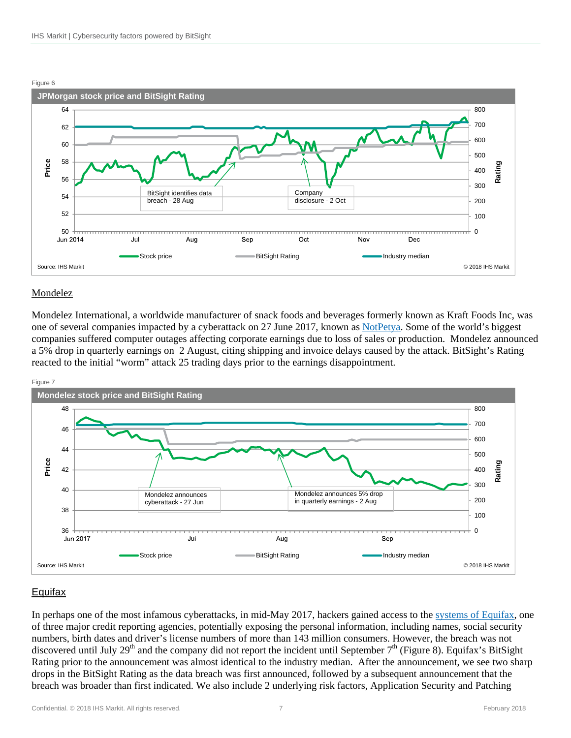Figure 6

**JPMorgan stock price and BitSight Rating**

BitSight identifies data breach - 28 Aug

Company disclosure - 2 Oct

Source: IHS Markit © 2018 IHS Markit

## Mondelez

Mondelez International, a worldwide manufacturer of snack foods and beverages formerly known as Kraft Foods Inc, was one of several companies impacted by a cyberattack on 27 June 2017, known as NotPetya. Some of the world's biggest companies suffered computer outages affecting corporate earnings due to loss of sales or production. Mondelez announced a 5% drop in quarterly earnings on 2 August, citing shipping and invoice delays caused by the attack. BitSight's Rating reacted to the initial "worm" attack 25 trading days prior to the earnings disappointment.

Figure 7

**Mondelez stock price and BitSight Rating**

Mondelez announces cyberattack - 27 Jun

Mondelez announces 5% drop in quarterly earnings - 2 Aug

Source: IHS Markit © 2018 IHS Markit

## Equifax

In perhaps one of the most infamous cyberattacks, in mid-May 2017, hackers gained access to the systems of Equifax, one of three major credit reporting agencies, potentially exposing the personal information, including names, social security numbers, birth dates and driver's license numbers of more than 143 million consumers. However, the breach was not discovered until July 29th and the company did not report the incident until September 7th (Figure 8). Equifax's BitSight Rating prior to the announcement was almost identical to the industry median. After the announcement, we see two sharp drops in the BitSight Rating as the data breach was first announced, followed by a subsequent announcement that the breach was broader than first indicated. We also include 2 underlying risk factors, Application Security and Patching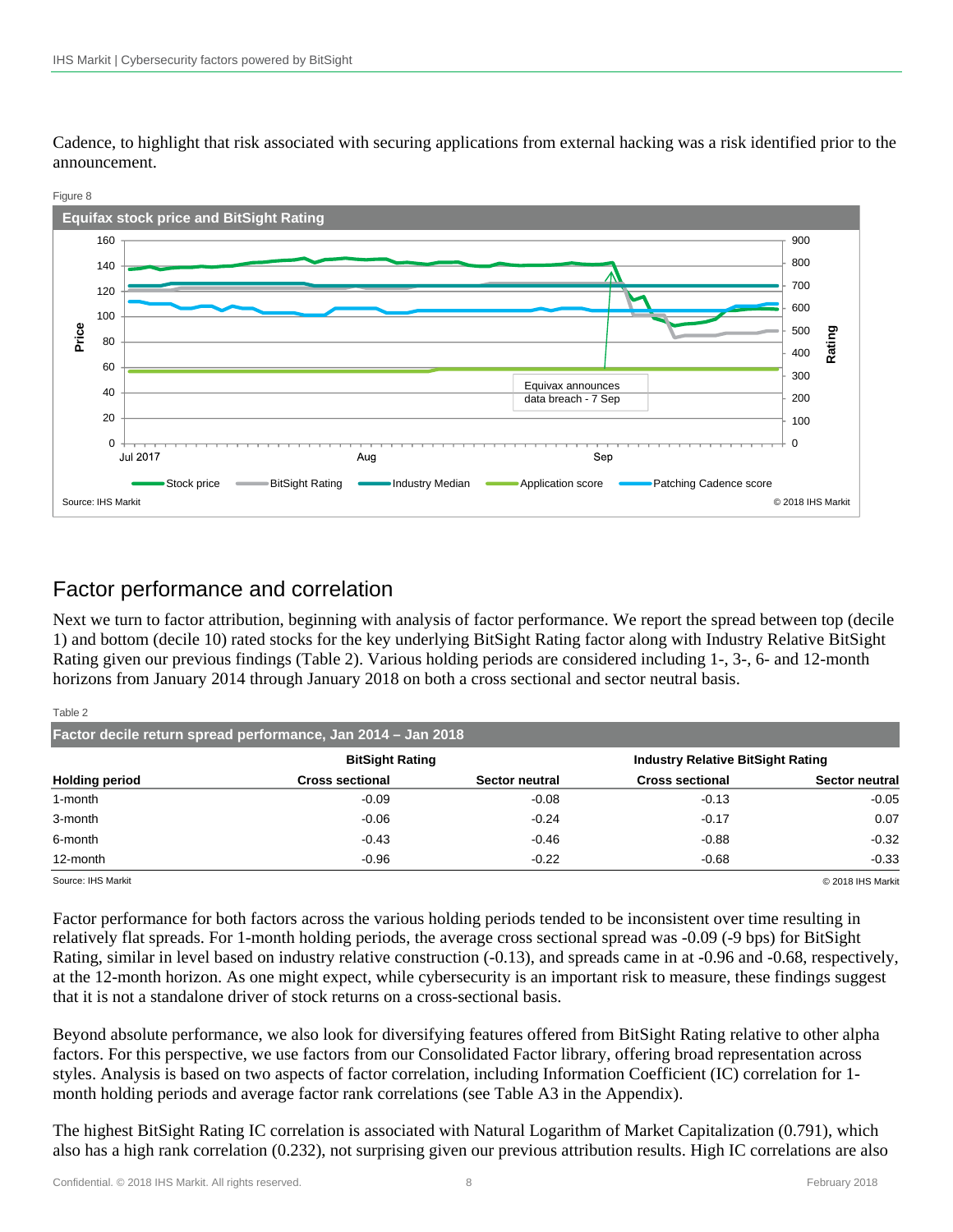Cadence, to highlight that risk associated with securing applications from external hacking was a risk identified prior to the announcement.

Figure 8

**Equifax stock price and BitSight Rating**

Source: IHS Markit © 2018 IHS Markit

## Factor performance and correlation

Next we turn to factor attribution, beginning with analysis of factor performance. We report the spread between top (decile 1) and bottom (decile 10) rated stocks for the key underlying BitSight Rating factor along with Industry Relative BitSight Rating given our previous findings (Table 2). Various holding periods are considered including 1-, 3-, 6- and 12-month horizons from January 2014 through January 2018 on both a cross sectional and sector neutral basis.

Table 2

**Factor decile return spread performance, Jan 2014 – Jan 2018**

| | BitSight Rating | | Industry Relative BitSight Rating | |
|---|---|---|---|---|
| **Holding period** | **Cross sectional** | **Sector neutral** | **Cross sectional** | **Sector neutral** |
| 1-month | -0.09 | -0.08 | -0.13 | -0.05 |
| 3-month | -0.06 | -0.24 | -0.17 | 0.07 |
| 6-month | -0.43 | -0.46 | -0.88 | -0.32 |
| 12-month | -0.96 | -0.22 | -0.68 | -0.33 |

Source: IHS Markit © 2018 IHS Markit

Factor performance for both factors across the various holding periods tended to be inconsistent over time resulting in relatively flat spreads. For 1-month holding periods, the average cross sectional spread was -0.09 (-9 bps) for BitSight Rating, similar in level based on industry relative construction (-0.13), and spreads came in at -0.96 and -0.68, respectively, at the 12-month horizon. As one might expect, while cybersecurity is an important risk to measure, these findings suggest that it is not a standalone driver of stock returns on a cross-sectional basis.

Beyond absolute performance, we also look for diversifying features offered from BitSight Rating relative to other alpha factors. For this perspective, we use factors from our Consolidated Factor library, offering broad representation across styles. Analysis is based on two aspects of factor correlation, including Information Coefficient (IC) correlation for 1-month holding periods and average factor rank correlations (see Table A3 in the Appendix).

The highest BitSight Rating IC correlation is associated with Natural Logarithm of Market Capitalization (0.791), which also has a high rank correlation (0.232), not surprising given our previous attribution results. High IC correlations are also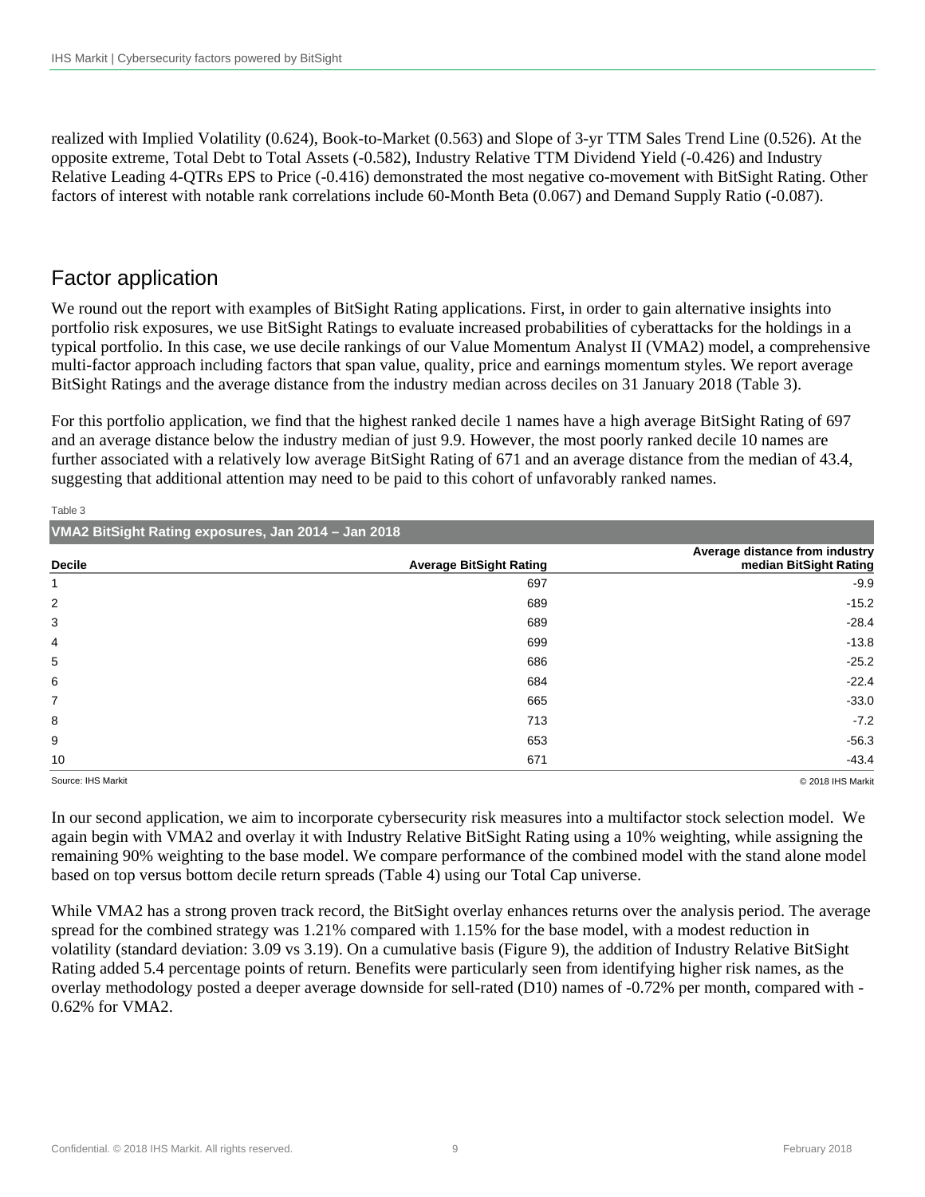realized with Implied Volatility (0.624), Book-to-Market (0.563) and Slope of 3-yr TTM Sales Trend Line (0.526). At the opposite extreme, Total Debt to Total Assets (-0.582), Industry Relative TTM Dividend Yield (-0.426) and Industry Relative Leading 4-QTRs EPS to Price (-0.416) demonstrated the most negative co-movement with BitSight Rating. Other factors of interest with notable rank correlations include 60-Month Beta (0.067) and Demand Supply Ratio (-0.087).

## Factor application

We round out the report with examples of BitSight Rating applications. First, in order to gain alternative insights into portfolio risk exposures, we use BitSight Ratings to evaluate increased probabilities of cyberattacks for the holdings in a typical portfolio. In this case, we use decile rankings of our Value Momentum Analyst II (VMA2) model, a comprehensive multi-factor approach including factors that span value, quality, price and earnings momentum styles. We report average BitSight Ratings and the average distance from the industry median across deciles on 31 January 2018 (Table 3).

For this portfolio application, we find that the highest ranked decile 1 names have a high average BitSight Rating of 697 and an average distance below the industry median of just 9.9. However, the most poorly ranked decile 10 names are further associated with a relatively low average BitSight Rating of 671 and an average distance from the median of 43.4, suggesting that additional attention may need to be paid to this cohort of unfavorably ranked names.

Table 3

**VMA2 BitSight Rating exposures, Jan 2014 – Jan 2018**

| Decile | Average BitSight Rating | Average distance from industry median BitSight Rating |
|---|---|---|
| 1 | 697 | -9.9 |
| 2 | 689 | -15.2 |
| 3 | 689 | -28.4 |
| 4 | 699 | -13.8 |
| 5 | 686 | -25.2 |
| 6 | 684 | -22.4 |
| 7 | 665 | -33.0 |
| 8 | 713 | -7.2 |
| 9 | 653 | -56.3 |
| 10 | 671 | -43.4 |

Source: IHS Markit © 2018 IHS Markit

In our second application, we aim to incorporate cybersecurity risk measures into a multifactor stock selection model. We again begin with VMA2 and overlay it with Industry Relative BitSight Rating using a 10% weighting, while assigning the remaining 90% weighting to the base model. We compare performance of the combined model with the stand alone model based on top versus bottom decile return spreads (Table 4) using our Total Cap universe.

While VMA2 has a strong proven track record, the BitSight overlay enhances returns over the analysis period. The average spread for the combined strategy was 1.21% compared with 1.15% for the base model, with a modest reduction in volatility (standard deviation: 3.09 vs 3.19). On a cumulative basis (Figure 9), the addition of Industry Relative BitSight Rating added 5.4 percentage points of return. Benefits were particularly seen from identifying higher risk names, as the overlay methodology posted a deeper average downside for sell-rated (D10) names of -0.72% per month, compared with -0.62% for VMA2.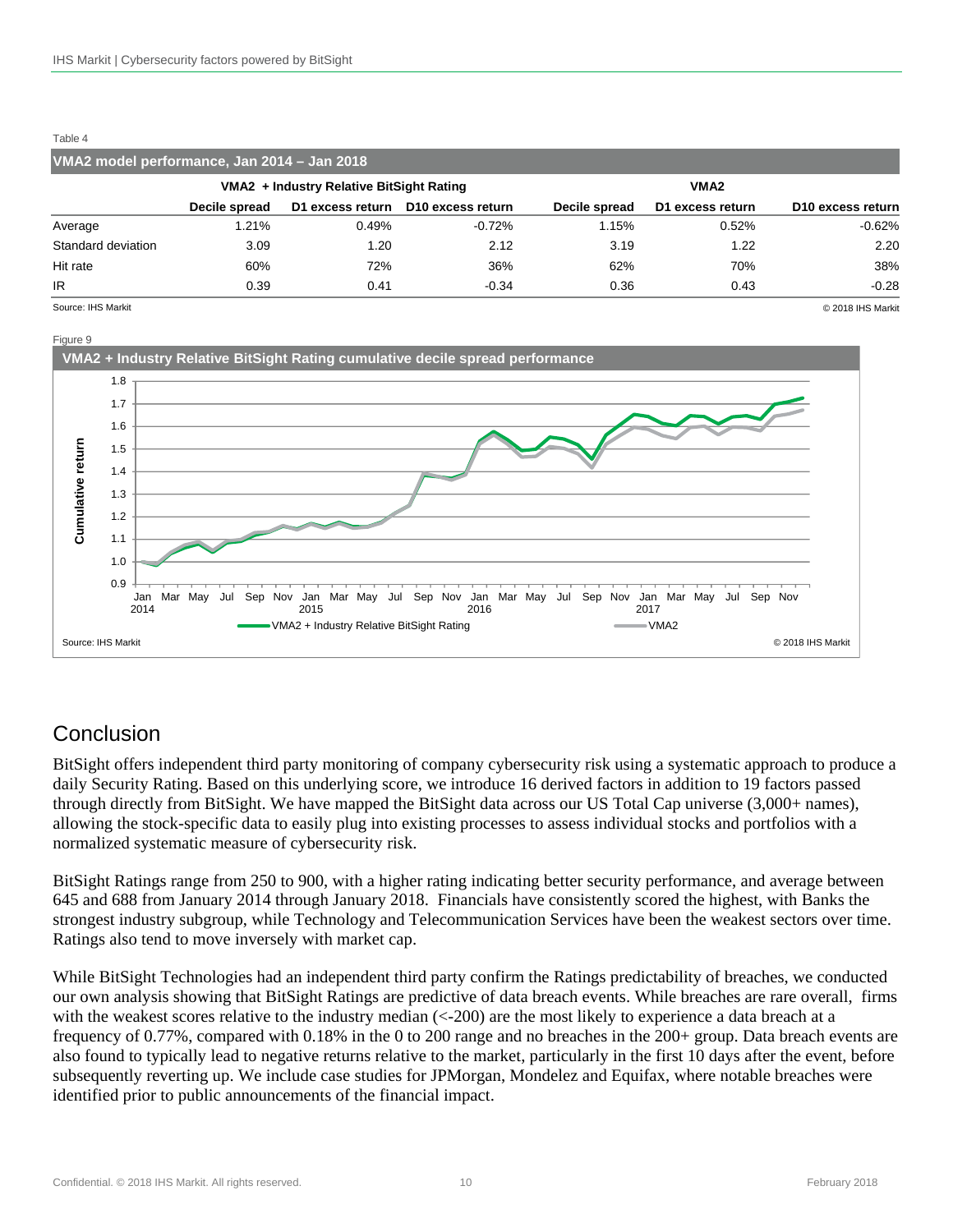Table 4

**VMA2 model performance, Jan 2014 – Jan 2018**

| | VMA2 + Industry Relative BitSight Rating | | | VMA2 | | |
|---|---|---|---|---|---|---|
| | Decile spread | D1 excess return | D10 excess return | Decile spread | D1 excess return | D10 excess return |
| Average | 1.21% | 0.49% | -0.72% | 1.15% | 0.52% | -0.62% |
| Standard deviation | 3.09 | 1.20 | 2.12 | 3.19 | 1.22 | 2.20 |
| Hit rate | 60% | 72% | 36% | 62% | 70% | 38% |
| IR | 0.39 | 0.41 | -0.34 | 0.36 | 0.43 | -0.28 |

Source: IHS Markit © 2018 IHS Markit

Figure 9

**VMA2 + Industry Relative BitSight Rating cumulative decile spread performance**

Source: IHS Markit © 2018 IHS Markit

## Conclusion

BitSight offers independent third party monitoring of company cybersecurity risk using a systematic approach to produce a daily Security Rating. Based on this underlying score, we introduce 16 derived factors in addition to 19 factors passed through directly from BitSight. We have mapped the BitSight data across our US Total Cap universe (3,000+ names), allowing the stock-specific data to easily plug into existing processes to assess individual stocks and portfolios with a normalized systematic measure of cybersecurity risk.

BitSight Ratings range from 250 to 900, with a higher rating indicating better security performance, and average between 645 and 688 from January 2014 through January 2018. Financials have consistently scored the highest, with Banks the strongest industry subgroup, while Technology and Telecommunication Services have been the weakest sectors over time. Ratings also tend to move inversely with market cap.

While BitSight Technologies had an independent third party confirm the Ratings predictability of breaches, we conducted our own analysis showing that BitSight Ratings are predictive of data breach events. While breaches are rare overall, firms with the weakest scores relative to the industry median (<-200) are the most likely to experience a data breach at a frequency of 0.77%, compared with 0.18% in the 0 to 200 range and no breaches in the 200+ group. Data breach events are also found to typically lead to negative returns relative to the market, particularly in the first 10 days after the event, before subsequently reverting up. We include case studies for JPMorgan, Mondelez and Equifax, where notable breaches were identified prior to public announcements of the financial impact.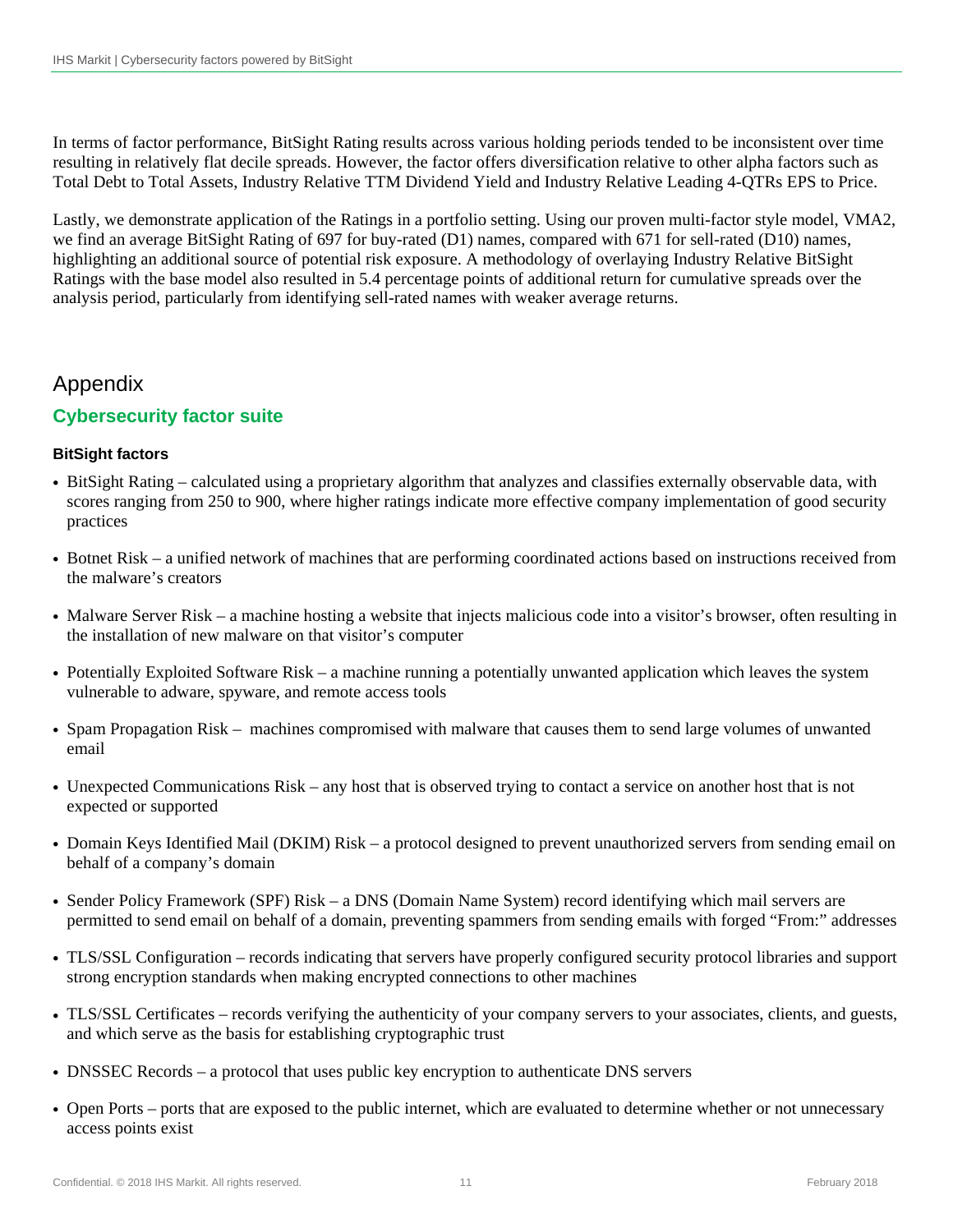In terms of factor performance, BitSight Rating results across various holding periods tended to be inconsistent over time resulting in relatively flat decile spreads. However, the factor offers diversification relative to other alpha factors such as Total Debt to Total Assets, Industry Relative TTM Dividend Yield and Industry Relative Leading 4-QTRs EPS to Price.

Lastly, we demonstrate application of the Ratings in a portfolio setting. Using our proven multi-factor style model, VMA2, we find an average BitSight Rating of 697 for buy-rated (D1) names, compared with 671 for sell-rated (D10) names, highlighting an additional source of potential risk exposure. A methodology of overlaying Industry Relative BitSight Ratings with the base model also resulted in 5.4 percentage points of additional return for cumulative spreads over the analysis period, particularly from identifying sell-rated names with weaker average returns.

# Appendix

## Cybersecurity factor suite

### BitSight factors

- BitSight Rating – calculated using a proprietary algorithm that analyzes and classifies externally observable data, with scores ranging from 250 to 900, where higher ratings indicate more effective company implementation of good security practices
- Botnet Risk – a unified network of machines that are performing coordinated actions based on instructions received from the malware's creators
- Malware Server Risk – a machine hosting a website that injects malicious code into a visitor's browser, often resulting in the installation of new malware on that visitor's computer
- Potentially Exploited Software Risk – a machine running a potentially unwanted application which leaves the system vulnerable to adware, spyware, and remote access tools
- Spam Propagation Risk – machines compromised with malware that causes them to send large volumes of unwanted email
- Unexpected Communications Risk – any host that is observed trying to contact a service on another host that is not expected or supported
- Domain Keys Identified Mail (DKIM) Risk – a protocol designed to prevent unauthorized servers from sending email on behalf of a company's domain
- Sender Policy Framework (SPF) Risk – a DNS (Domain Name System) record identifying which mail servers are permitted to send email on behalf of a domain, preventing spammers from sending emails with forged "From:" addresses
- TLS/SSL Configuration – records indicating that servers have properly configured security protocol libraries and support strong encryption standards when making encrypted connections to other machines
- TLS/SSL Certificates – records verifying the authenticity of your company servers to your associates, clients, and guests, and which serve as the basis for establishing cryptographic trust
- DNSSEC Records – a protocol that uses public key encryption to authenticate DNS servers
- Open Ports – ports that are exposed to the public internet, which are evaluated to determine whether or not unnecessary access points exist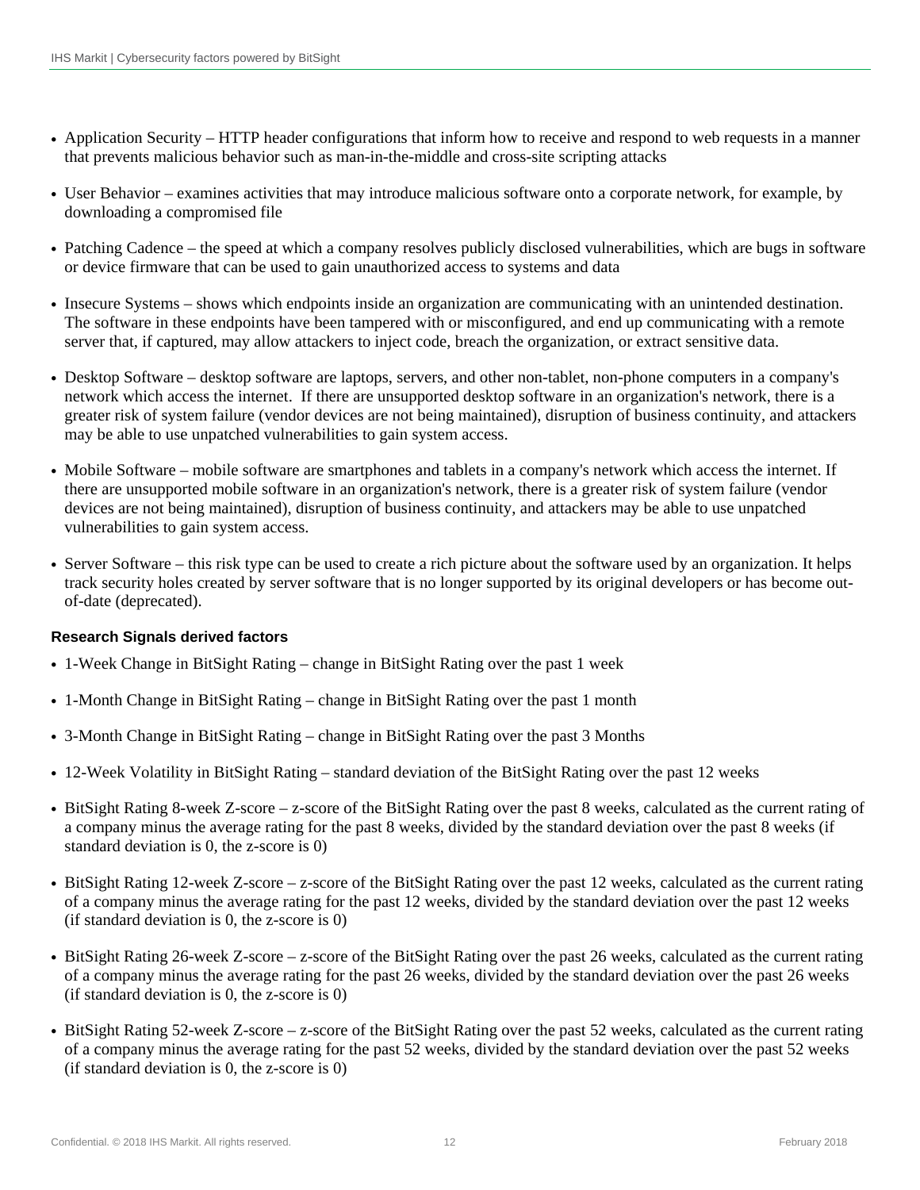- Application Security – HTTP header configurations that inform how to receive and respond to web requests in a manner that prevents malicious behavior such as man-in-the-middle and cross-site scripting attacks
- User Behavior – examines activities that may introduce malicious software onto a corporate network, for example, by downloading a compromised file
- Patching Cadence – the speed at which a company resolves publicly disclosed vulnerabilities, which are bugs in software or device firmware that can be used to gain unauthorized access to systems and data
- Insecure Systems – shows which endpoints inside an organization are communicating with an unintended destination. The software in these endpoints have been tampered with or misconfigured, and end up communicating with a remote server that, if captured, may allow attackers to inject code, breach the organization, or extract sensitive data.
- Desktop Software – desktop software are laptops, servers, and other non-tablet, non-phone computers in a company's network which access the internet. If there are unsupported desktop software in an organization's network, there is a greater risk of system failure (vendor devices are not being maintained), disruption of business continuity, and attackers may be able to use unpatched vulnerabilities to gain system access.
- Mobile Software – mobile software are smartphones and tablets in a company's network which access the internet. If there are unsupported mobile software in an organization's network, there is a greater risk of system failure (vendor devices are not being maintained), disruption of business continuity, and attackers may be able to use unpatched vulnerabilities to gain system access.
- Server Software – this risk type can be used to create a rich picture about the software used by an organization. It helps track security holes created by server software that is no longer supported by its original developers or has become out-of-date (deprecated).

#### Research Signals derived factors

- 1-Week Change in BitSight Rating – change in BitSight Rating over the past 1 week
- 1-Month Change in BitSight Rating – change in BitSight Rating over the past 1 month
- 3-Month Change in BitSight Rating – change in BitSight Rating over the past 3 Months
- 12-Week Volatility in BitSight Rating – standard deviation of the BitSight Rating over the past 12 weeks
- BitSight Rating 8-week Z-score – z-score of the BitSight Rating over the past 8 weeks, calculated as the current rating of a company minus the average rating for the past 8 weeks, divided by the standard deviation over the past 8 weeks (if standard deviation is 0, the z-score is 0)
- BitSight Rating 12-week Z-score – z-score of the BitSight Rating over the past 12 weeks, calculated as the current rating of a company minus the average rating for the past 12 weeks, divided by the standard deviation over the past 12 weeks (if standard deviation is 0, the z-score is 0)
- BitSight Rating 26-week Z-score – z-score of the BitSight Rating over the past 26 weeks, calculated as the current rating of a company minus the average rating for the past 26 weeks, divided by the standard deviation over the past 26 weeks (if standard deviation is 0, the z-score is 0)
- BitSight Rating 52-week Z-score – z-score of the BitSight Rating over the past 52 weeks, calculated as the current rating of a company minus the average rating for the past 52 weeks, divided by the standard deviation over the past 52 weeks (if standard deviation is 0, the z-score is 0)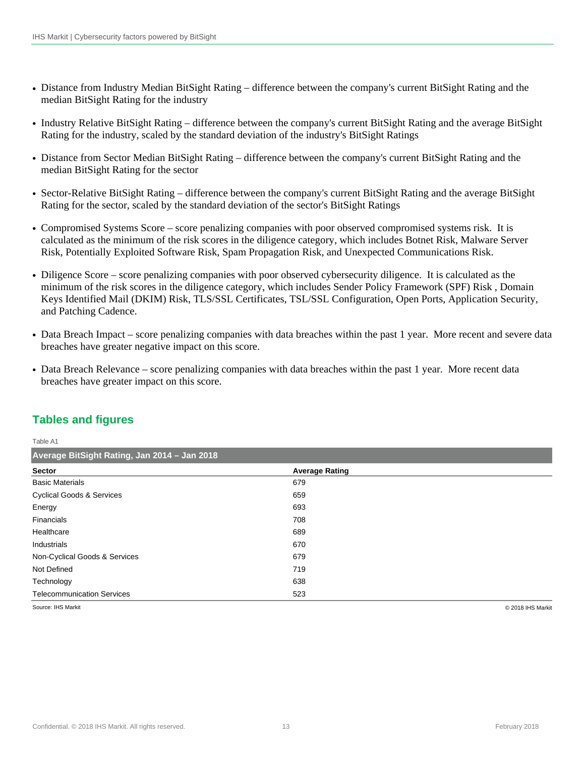- Distance from Industry Median BitSight Rating – difference between the company's current BitSight Rating and the median BitSight Rating for the industry
- Industry Relative BitSight Rating – difference between the company's current BitSight Rating and the average BitSight Rating for the industry, scaled by the standard deviation of the industry's BitSight Ratings
- Distance from Sector Median BitSight Rating – difference between the company's current BitSight Rating and the median BitSight Rating for the sector
- Sector-Relative BitSight Rating – difference between the company's current BitSight Rating and the average BitSight Rating for the sector, scaled by the standard deviation of the sector's BitSight Ratings
- Compromised Systems Score – score penalizing companies with poor observed compromised systems risk. It is calculated as the minimum of the risk scores in the diligence category, which includes Botnet Risk, Malware Server Risk, Potentially Exploited Software Risk, Spam Propagation Risk, and Unexpected Communications Risk.
- Diligence Score – score penalizing companies with poor observed cybersecurity diligence. It is calculated as the minimum of the risk scores in the diligence category, which includes Sender Policy Framework (SPF) Risk , Domain Keys Identified Mail (DKIM) Risk, TLS/SSL Certificates, TSL/SSL Configuration, Open Ports, Application Security, and Patching Cadence.
- Data Breach Impact – score penalizing companies with data breaches within the past 1 year. More recent and severe data breaches have greater negative impact on this score.
- Data Breach Relevance – score penalizing companies with data breaches within the past 1 year. More recent data breaches have greater impact on this score.

## Tables and figures

Table A1

**Average BitSight Rating, Jan 2014 – Jan 2018**

| Sector | Average Rating |
|---|---|
| Basic Materials | 679 |
| Cyclical Goods & Services | 659 |
| Energy | 693 |
| Financials | 708 |
| Healthcare | 689 |
| Industrials | 670 |
| Non-Cyclical Goods & Services | 679 |
| Not Defined | 719 |
| Technology | 638 |
| Telecommunication Services | 523 |

Source: IHS Markit © 2018 IHS Markit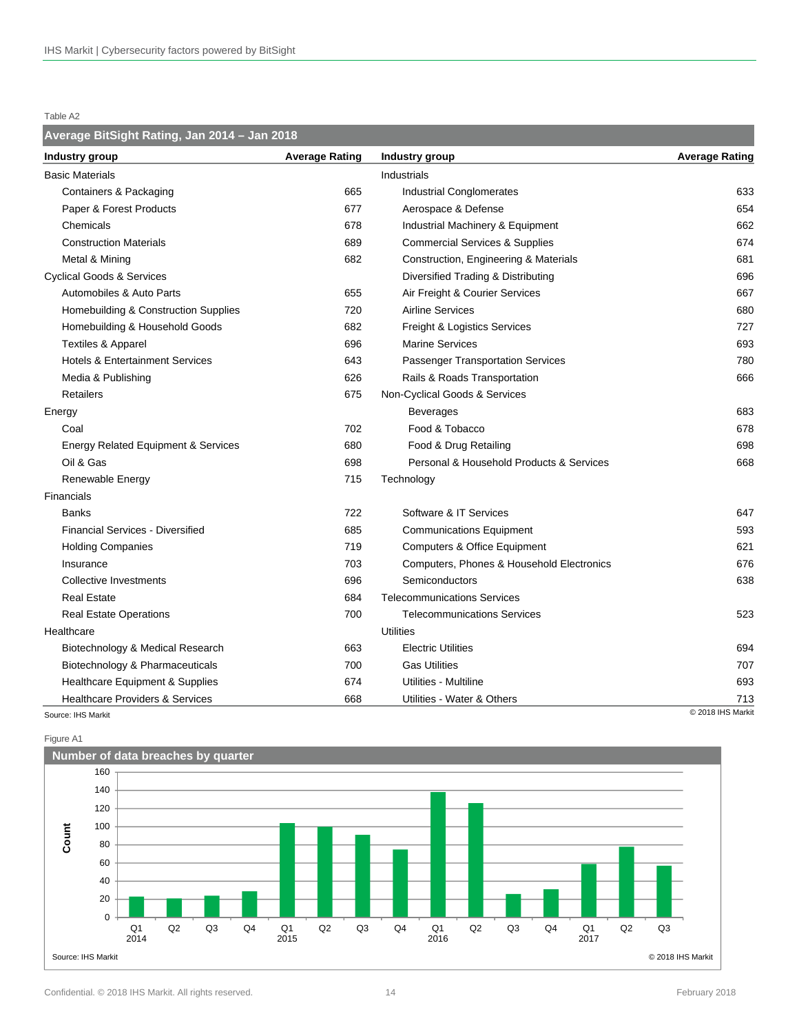Table A2

**Average BitSight Rating, Jan 2014 – Jan 2018**

| Industry group | Average Rating | Industry group | Average Rating |
|---|---|---|---|
| Basic Materials | | Industrials | |
| Containers & Packaging | 665 | Industrial Conglomerates | 633 |
| Paper & Forest Products | 677 | Aerospace & Defense | 654 |
| Chemicals | 678 | Industrial Machinery & Equipment | 662 |
| Construction Materials | 689 | Commercial Services & Supplies | 674 |
| Metal & Mining | 682 | Construction, Engineering & Materials | 681 |
| Cyclical Goods & Services | | Diversified Trading & Distributing | 696 |
| Automobiles & Auto Parts | 655 | Air Freight & Courier Services | 667 |
| Homebuilding & Construction Supplies | 720 | Airline Services | 680 |
| Homebuilding & Household Goods | 682 | Freight & Logistics Services | 727 |
| Textiles & Apparel | 696 | Marine Services | 693 |
| Hotels & Entertainment Services | 643 | Passenger Transportation Services | 780 |
| Media & Publishing | 626 | Rails & Roads Transportation | 666 |
| Retailers | 675 | Non-Cyclical Goods & Services | |
| Energy | | Beverages | 683 |
| Coal | 702 | Food & Tobacco | 678 |
| Energy Related Equipment & Services | 680 | Food & Drug Retailing | 698 |
| Oil & Gas | 698 | Personal & Household Products & Services | 668 |
| Renewable Energy | 715 | Technology | |
| Financials | | | |
| Banks | 722 | Software & IT Services | 647 |
| Financial Services - Diversified | 685 | Communications Equipment | 593 |
| Holding Companies | 719 | Computers & Office Equipment | 621 |
| Insurance | 703 | Computers, Phones & Household Electronics | 676 |
| Collective Investments | 696 | Semiconductors | 638 |
| Real Estate | 684 | Telecommunications Services | |
| Real Estate Operations | 700 | Telecommunications Services | 523 |
| Healthcare | | Utilities | |
| Biotechnology & Medical Research | 663 | Electric Utilities | 694 |
| Biotechnology & Pharmaceuticals | 700 | Gas Utilities | 707 |
| Healthcare Equipment & Supplies | 674 | Utilities - Multiline | 693 |
| Healthcare Providers & Services | 668 | Utilities - Water & Others | 713 |

Source: IHS Markit © 2018 IHS Markit

Figure A1

**Number of data breaches by quarter**

| Quarter | Count |
|---|---|
| Q1 2014 | 23 |
| Q2 2014 | 21 |
| Q3 2014 | 24 |
| Q4 2014 | 29 |
| Q1 2015 | 104 |
| Q2 2015 | 100 |
| Q3 2015 | 91 |
| Q4 2015 | 75 |
| Q1 2016 | 138 |
| Q2 2016 | 126 |
| Q3 2016 | 26 |
| Q4 2016 | 31 |
| Q1 2017 | 59 |
| Q2 2017 | 78 |
| Q3 2017 | 57 |

Source: IHS Markit © 2018 IHS Markit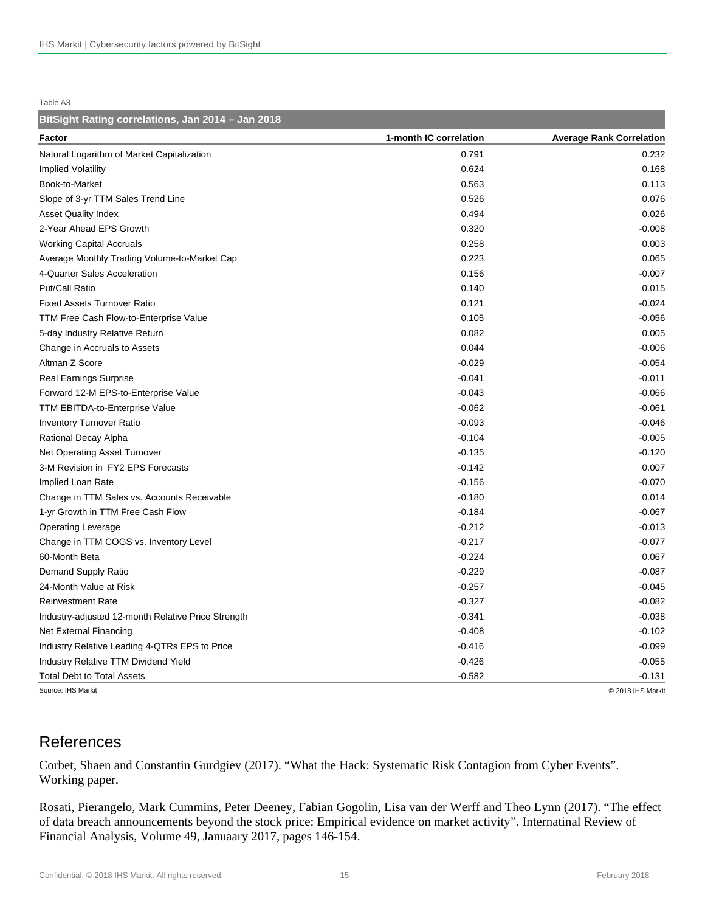Table A3

**BitSight Rating correlations, Jan 2014 – Jan 2018**

| Factor | 1-month IC correlation | Average Rank Correlation |
|---|---|---|
| Natural Logarithm of Market Capitalization | 0.791 | 0.232 |
| Implied Volatility | 0.624 | 0.168 |
| Book-to-Market | 0.563 | 0.113 |
| Slope of 3-yr TTM Sales Trend Line | 0.526 | 0.076 |
| Asset Quality Index | 0.494 | 0.026 |
| 2-Year Ahead EPS Growth | 0.320 | -0.008 |
| Working Capital Accruals | 0.258 | 0.003 |
| Average Monthly Trading Volume-to-Market Cap | 0.223 | 0.065 |
| 4-Quarter Sales Acceleration | 0.156 | -0.007 |
| Put/Call Ratio | 0.140 | 0.015 |
| Fixed Assets Turnover Ratio | 0.121 | -0.024 |
| TTM Free Cash Flow-to-Enterprise Value | 0.105 | -0.056 |
| 5-day Industry Relative Return | 0.082 | 0.005 |
| Change in Accruals to Assets | 0.044 | -0.006 |
| Altman Z Score | -0.029 | -0.054 |
| Real Earnings Surprise | -0.041 | -0.011 |
| Forward 12-M EPS-to-Enterprise Value | -0.043 | -0.066 |
| TTM EBITDA-to-Enterprise Value | -0.062 | -0.061 |
| Inventory Turnover Ratio | -0.093 | -0.046 |
| Rational Decay Alpha | -0.104 | -0.005 |
| Net Operating Asset Turnover | -0.135 | -0.120 |
| 3-M Revision in FY2 EPS Forecasts | -0.142 | 0.007 |
| Implied Loan Rate | -0.156 | -0.070 |
| Change in TTM Sales vs. Accounts Receivable | -0.180 | 0.014 |
| 1-yr Growth in TTM Free Cash Flow | -0.184 | -0.067 |
| Operating Leverage | -0.212 | -0.013 |
| Change in TTM COGS vs. Inventory Level | -0.217 | -0.077 |
| 60-Month Beta | -0.224 | 0.067 |
| Demand Supply Ratio | -0.229 | -0.087 |
| 24-Month Value at Risk | -0.257 | -0.045 |
| Reinvestment Rate | -0.327 | -0.082 |
| Industry-adjusted 12-month Relative Price Strength | -0.341 | -0.038 |
| Net External Financing | -0.408 | -0.102 |
| Industry Relative Leading 4-QTRs EPS to Price | -0.416 | -0.099 |
| Industry Relative TTM Dividend Yield | -0.426 | -0.055 |
| Total Debt to Total Assets | -0.582 | -0.131 |

Source: IHS Markit © 2018 IHS Markit

## References

Corbet, Shaen and Constantin Gurdgiev (2017). "What the Hack: Systematic Risk Contagion from Cyber Events". Working paper.

Rosati, Pierangelo, Mark Cummins, Peter Deeney, Fabian Gogolin, Lisa van der Werff and Theo Lynn (2017). "The effect of data breach announcements beyond the stock price: Empirical evidence on market activity". Internatinal Review of Financial Analysis, Volume 49, Januaary 2017, pages 146-154.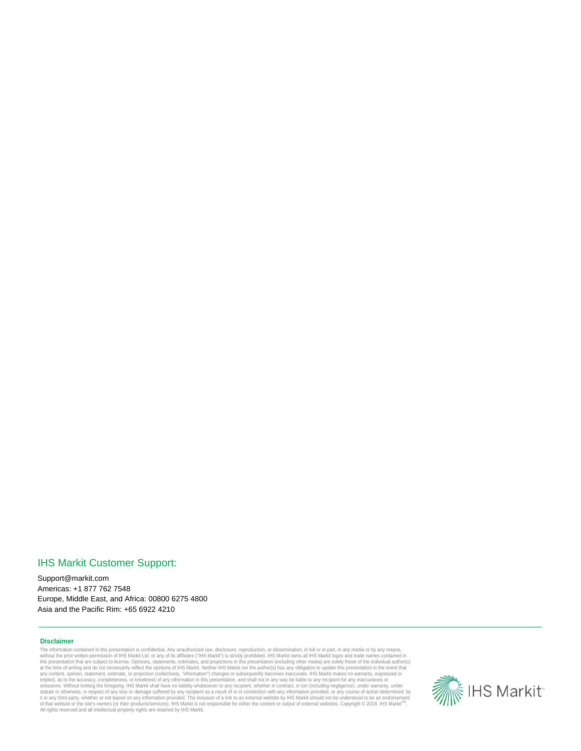## IHS Markit Customer Support:

Support@markit.com
Americas: +1 877 762 7548
Europe, Middle East, and Africa: 00800 6275 4800
Asia and the Pacific Rim: +65 6922 4210

---

**Disclaimer**

The information contained in this presentation is confidential. Any unauthorized use, disclosure, reproduction, or dissemination, in full or in part, in any media or by any means, without the prior written permission of IHS Markit Ltd. or any of its affiliates ("IHS Markit") is strictly prohibited. IHS Markit owns all IHS Markit logos and trade names contained in this presentation that are subject to license. Opinions, statements, estimates, and projections in this presentation (including other media) are solely those of the individual author(s) at the time of writing and do not necessarily reflect the opinions of IHS Markit. Neither IHS Markit nor the author(s) has any obligation to update this presentation in the event that any content, opinion, statement, estimate, or projection (collectively, "information") changes or subsequently becomes inaccurate. IHS Markit makes no warranty, expressed or implied, as to the accuracy, completeness, or timeliness of any information in this presentation, and shall not in any way be liable to any recipient for any inaccuracies or omissions. Without limiting the foregoing, IHS Markit shall have no liability whatsoever to any recipient, whether in contract, in tort (including negligence), under warranty, under statute or otherwise, in respect of any loss or damage suffered by any recipient as a result of or in connection with any information provided, or any course of action determined, by it or any third party, whether or not based on any information provided. The inclusion of a link to an external website by IHS Markit should not be understood to be an endorsement of that website or the site's owners (or their products/services). IHS Markit is not responsible for either the content or output of external websites. Copyright © 2018, IHS Markit™. All rights reserved and all intellectual property rights are retained by IHS Markit.

IHS Markit™